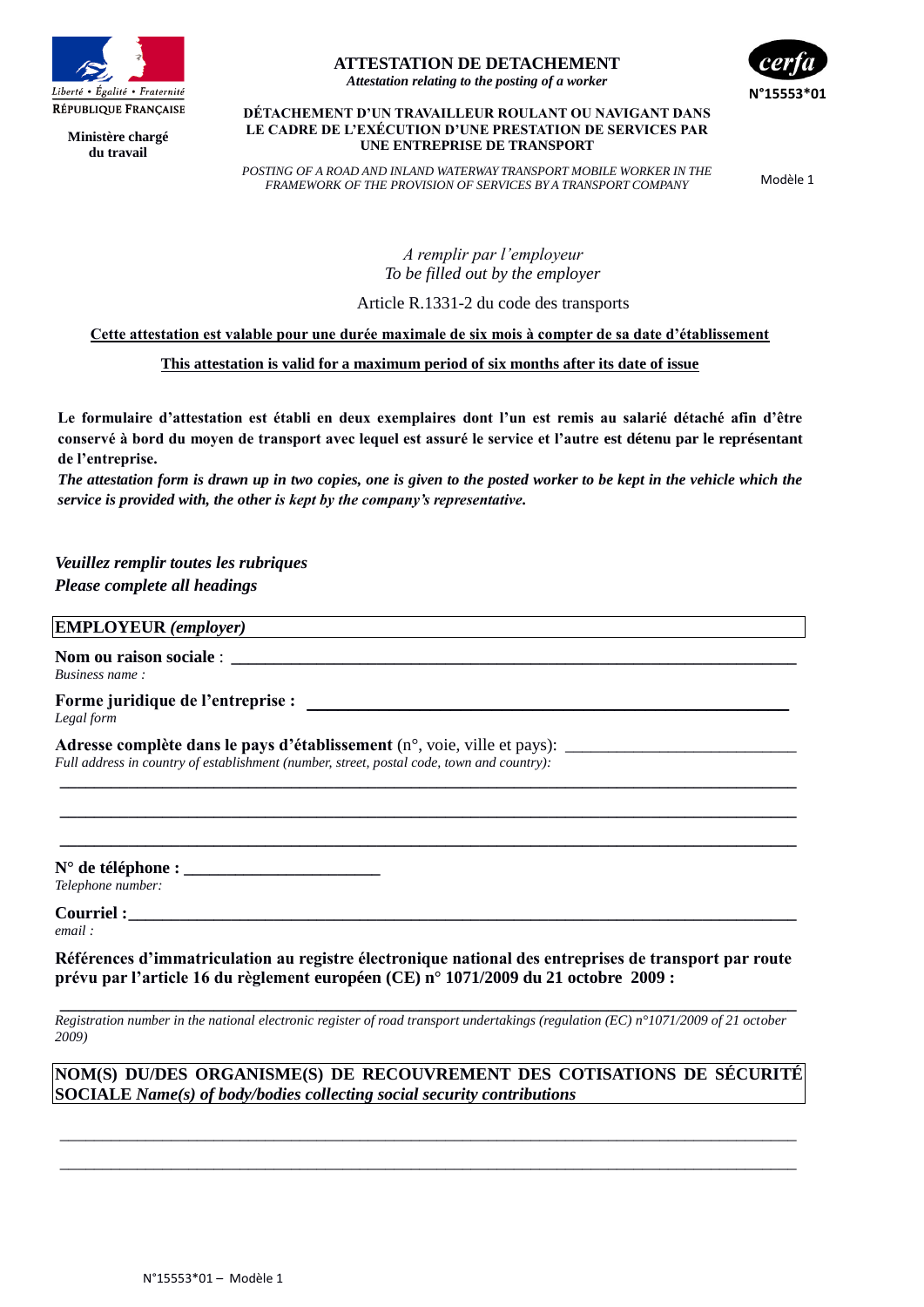RÉPUBLIQUE FRANÇAISE

Liberté • Égalité • Fraternité

**Ministère chargé du travail**

# ATTESTATION DE DETACHEMENT

*Attestation relating to the posting of a worker*

cerfa N°15553*01

**DÉTACHEMENT D'UN TRAVAILLEUR ROULANT OU NAVIGANT DANS LE CADRE DE L'EXÉCUTION D'UNE PRESTATION DE SERVICES PAR UNE ENTREPRISE DE TRANSPORT**

*POSTING OF A ROAD AND INLAND WATERWAY TRANSPORT MOBILE WORKER IN THE FRAMEWORK OF THE PROVISION OF SERVICES BY A TRANSPORT COMPANY*

Modèle 1

*A remplir par l'employeur*
*To be filled out by the employer*

Article R.1331-2 du code des transports

**Cette attestation est valable pour une durée maximale de six mois à compter de sa date d'établissement**

**This attestation is valid for a maximum period of six months after its date of issue**

**Le formulaire d'attestation est établi en deux exemplaires dont l'un est remis au salarié détaché afin d'être conservé à bord du moyen de transport avec lequel est assuré le service et l'autre est détenu par le représentant de l'entreprise.**
***The attestation form is drawn up in two copies, one is given to the posted worker to be kept in the vehicle which the service is provided with, the other is kept by the company's representative.***

***Veuillez remplir toutes les rubriques***
***Please complete all headings***

## EMPLOYEUR *(employer)*

**Nom ou raison sociale** : ______________________________________________
*Business name :*

**Forme juridique de l'entreprise :** ______________________________________________
*Legal form*

**Adresse complète dans le pays d'établissement** (n°, voie, ville et pays): ______________________
*Full address in country of establishment (number, street, postal code, town and country):*
______________________________________________
______________________________________________
______________________________________________

**N° de téléphone :** ______________________
*Telephone number:*

**Courriel :** ______________________________________________
*email :*

**Références d'immatriculation au registre électronique national des entreprises de transport par route prévu par l'article 16 du règlement européen (CE) n° 1071/2009 du 21 octobre 2009 :**
______________________________________________
*Registration number in the national electronic register of road transport undertakings (regulation (EC) n°1071/2009 of 21 october 2009)*

## NOM(S) DU/DES ORGANISME(S) DE RECOUVREMENT DES COTISATIONS DE SÉCURITÉ SOCIALE *Name(s) of body/bodies collecting social security contributions*

______________________________________________
______________________________________________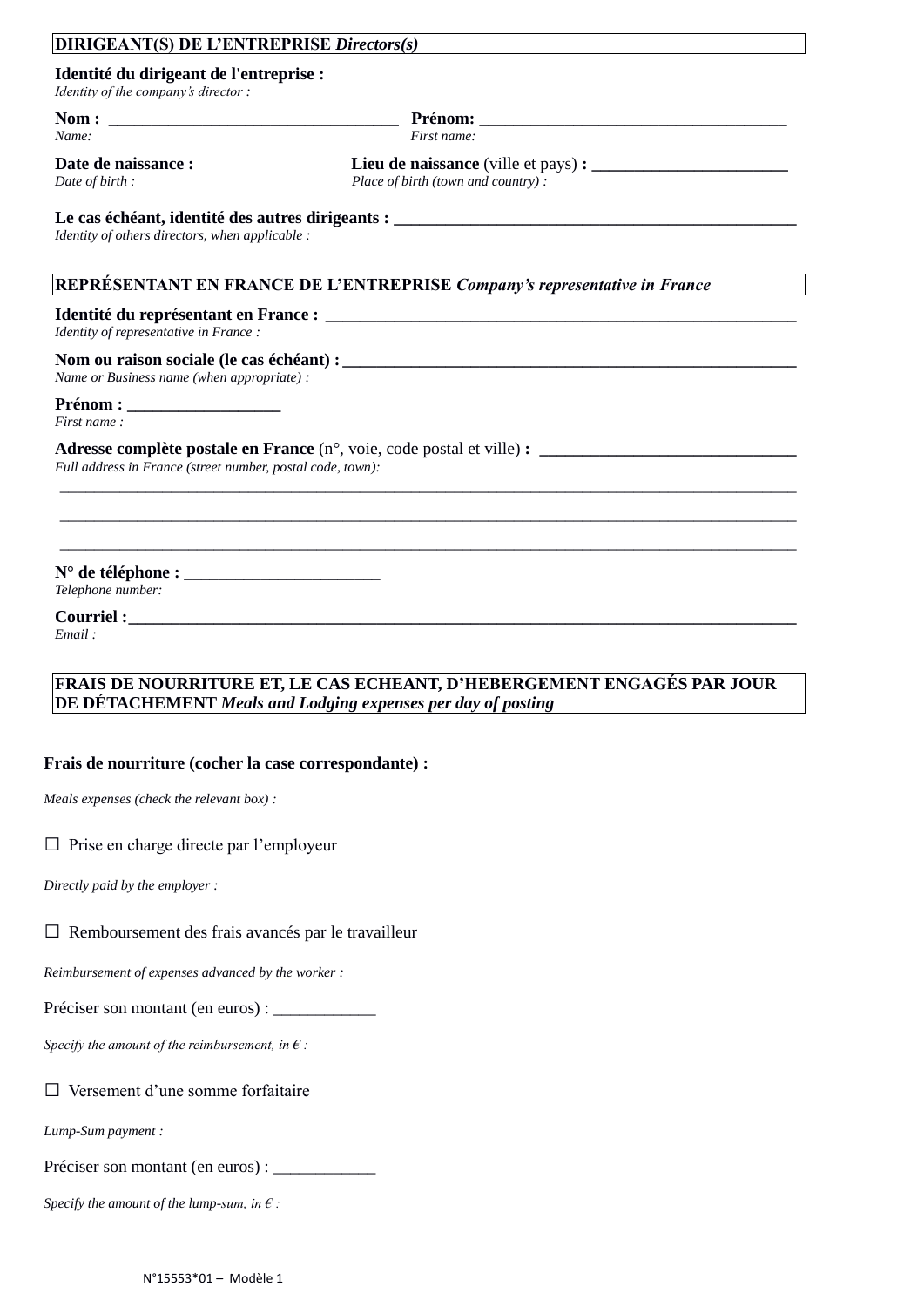## DIRIGEANT(S) DE L'ENTREPRISE *Directors(s)*

**Identité du dirigeant de l'entreprise :**
*Identity of the company's director :*

**Nom :** ___________________________________ **Prénom:** ____________________________________
*Name:* *First name:*

**Date de naissance :** **Lieu de naissance** (ville et pays) **:** _______________________
*Date of birth :* *Place of birth (town and country) :*

**Le cas échéant, identité des autres dirigeants :** ________________________________________________
*Identity of others directors, when applicable :*

## REPRÉSENTANT EN FRANCE DE L'ENTREPRISE *Company's representative in France*

**Identité du représentant en France :** __________________________________________________________
*Identity of representative in France :*

**Nom ou raison sociale (le cas échéant) :** _______________________________________________________
*Name or Business name (when appropriate) :*

**Prénom :** __________________
*First name :*

**Adresse complète postale en France** (n°, voie, code postal et ville) **:** ______________________________
*Full address in France (street number, postal code, town):*

_______________________________________________________________________________________________

_______________________________________________________________________________________________

_______________________________________________________________________________________________

**N° de téléphone :** _______________________
*Telephone number:*

**Courriel :** _____________________________________________________________________________________
*Email :*

## FRAIS DE NOURRITURE ET, LE CAS ECHEANT, D'HEBERGEMENT ENGAGÉS PAR JOUR DE DÉTACHEMENT *Meals and Lodging expenses per day of posting*

**Frais de nourriture (cocher la case correspondante) :**

*Meals expenses (check the relevant box) :*

☐ Prise en charge directe par l'employeur

*Directly paid by the employer :*

☐ Remboursement des frais avancés par le travailleur

*Reimbursement of expenses advanced by the worker :*

Préciser son montant (en euros) : ____________

*Specify the amount of the reimbursement, in € :*

☐ Versement d'une somme forfaitaire

*Lump-Sum payment :*

Préciser son montant (en euros) : ____________

*Specify the amount of the lump-sum, in € :*

N°15553*01 – Modèle 1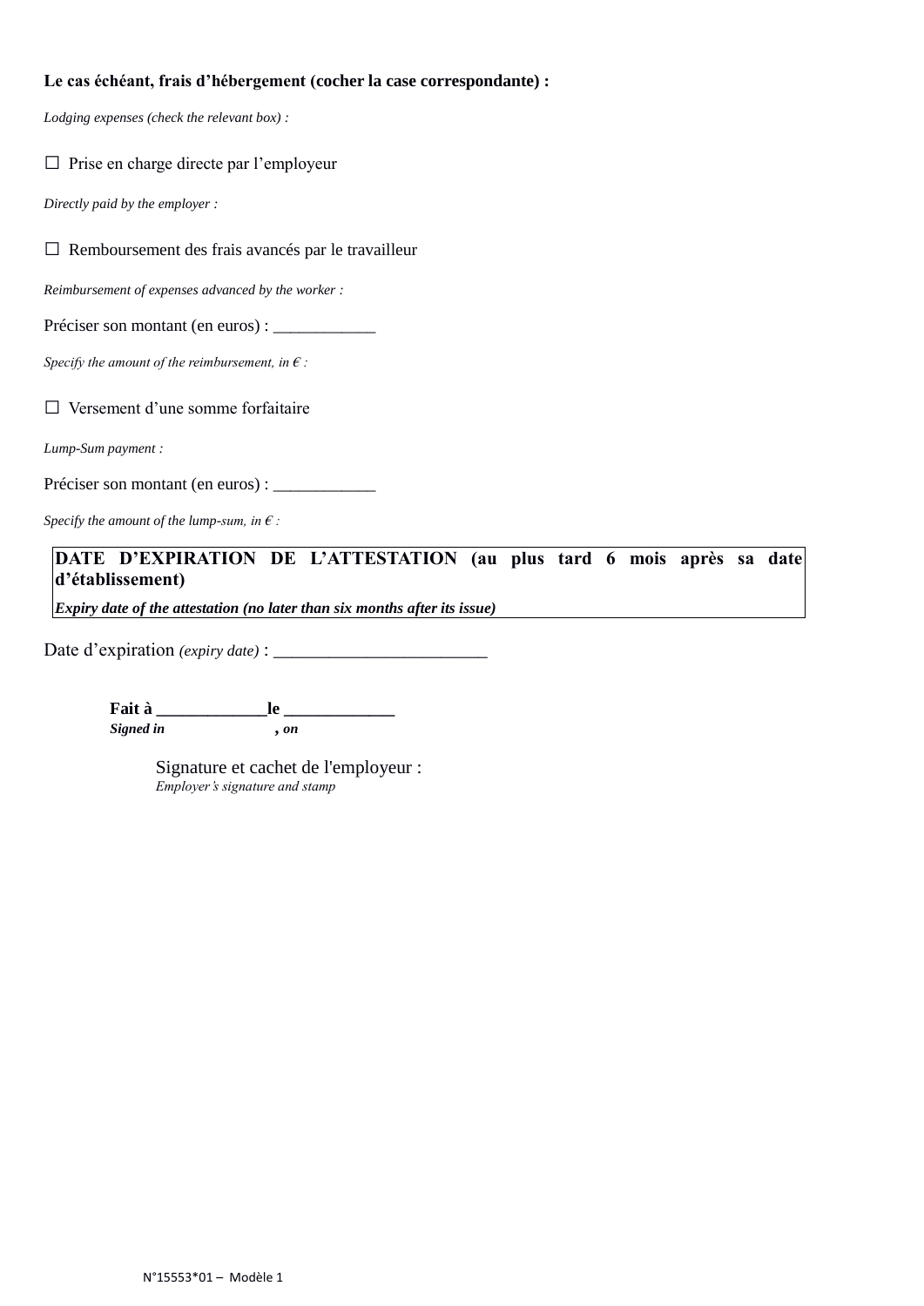**Le cas échéant, frais d'hébergement (cocher la case correspondante) :**

*Lodging expenses (check the relevant box) :*

☐ Prise en charge directe par l'employeur

*Directly paid by the employer :*

☐ Remboursement des frais avancés par le travailleur

*Reimbursement of expenses advanced by the worker :*

Préciser son montant (en euros) : ____________

*Specify the amount of the reimbursement, in € :*

☐ Versement d'une somme forfaitaire

*Lump-Sum payment :*

Préciser son montant (en euros) : ____________

*Specify the amount of the lump-sum, in € :*

**DATE D'EXPIRATION DE L'ATTESTATION (au plus tard 6 mois après sa date d'établissement)**

***Expiry date of the attestation (no later than six months after its issue)***

Date d'expiration *(expiry date)* : ________________________

**Fait à ____________le ____________**
***Signed in , on***

Signature et cachet de l'employeur :
*Employer's signature and stamp*

N°15553*01 – Modèle 1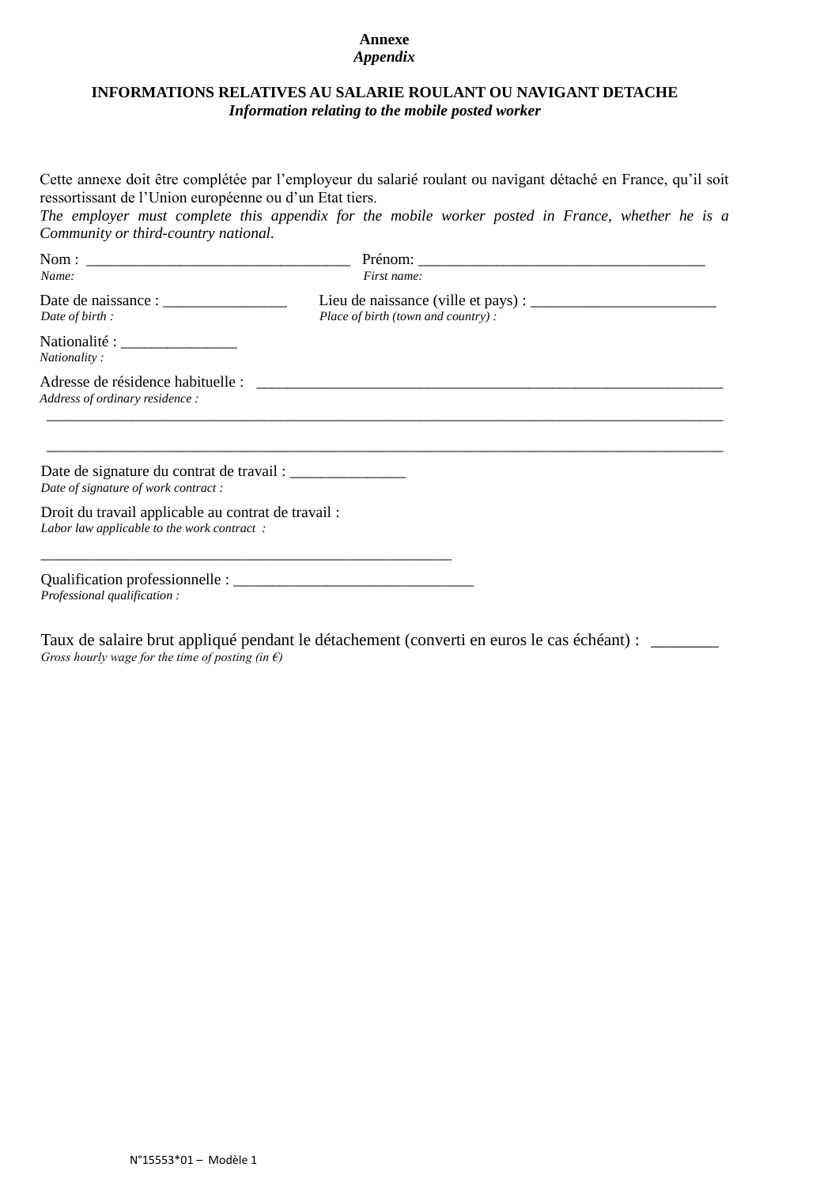**Annexe**
***Appendix***

**INFORMATIONS RELATIVES AU SALARIE ROULANT OU NAVIGANT DETACHE**
***Information relating to the mobile posted worker***

Cette annexe doit être complétée par l'employeur du salarié roulant ou navigant détaché en France, qu'il soit ressortissant de l'Union européenne ou d'un Etat tiers.
*The employer must complete this appendix for the mobile worker posted in France, whether he is a Community or third-country national.*

Nom : ________________________________ Prénom: ___________________________________
*Name:* *First name:*

Date de naissance : _______________ Lieu de naissance (ville et pays) : _______________________
*Date of birth :* *Place of birth (town and country) :*

Nationalité : ______________
*Nationality :*

Adresse de résidence habituelle : _________________________________________________________
*Address of ordinary residence :*
_____________________________________________________________________________________
_____________________________________________________________________________________

Date de signature du contrat de travail : ______________
*Date of signature of work contract :*

Droit du travail applicable au contrat de travail :
*Labor law applicable to the work contract :*
__________________________________________________

Qualification professionnelle : ______________________________
*Professional qualification :*

Taux de salaire brut appliqué pendant le détachement (converti en euros le cas échéant) : ________
*Gross hourly wage for the time of posting (in €)*

N°15553*01 – Modèle 1